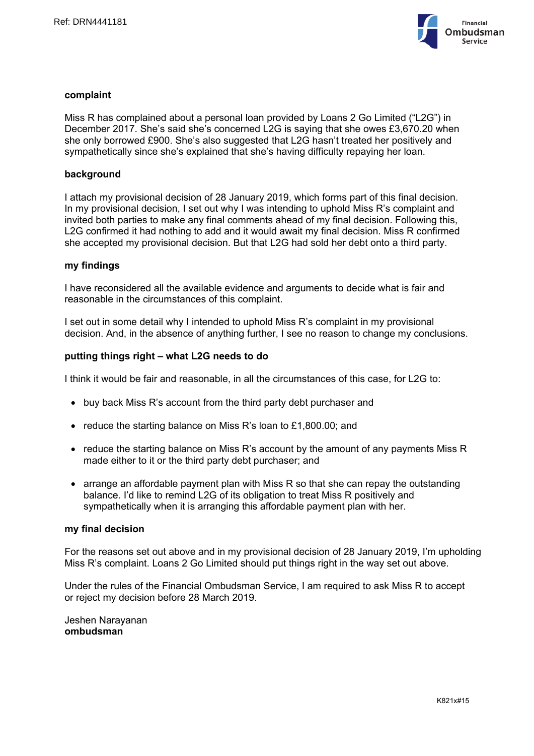Ref: DRN4441181

## complaint

Miss R has complained about a personal loan provided by Loans 2 Go Limited ("L2G") in December 2017. She's said she's concerned L2G is saying that she owes £3,670.20 when she only borrowed £900. She's also suggested that L2G hasn't treated her positively and sympathetically since she's explained that she's having difficulty repaying her loan.

## background

I attach my provisional decision of 28 January 2019, which forms part of this final decision. In my provisional decision, I set out why I was intending to uphold Miss R's complaint and invited both parties to make any final comments ahead of my final decision. Following this, L2G confirmed it had nothing to add and it would await my final decision. Miss R confirmed she accepted my provisional decision. But that L2G had sold her debt onto a third party.

## my findings

I have reconsidered all the available evidence and arguments to decide what is fair and reasonable in the circumstances of this complaint.

I set out in some detail why I intended to uphold Miss R's complaint in my provisional decision. And, in the absence of anything further, I see no reason to change my conclusions.

## putting things right – what L2G needs to do

I think it would be fair and reasonable, in all the circumstances of this case, for L2G to:

- buy back Miss R's account from the third party debt purchaser and
- reduce the starting balance on Miss R's loan to £1,800.00; and
- reduce the starting balance on Miss R's account by the amount of any payments Miss R made either to it or the third party debt purchaser; and
- arrange an affordable payment plan with Miss R so that she can repay the outstanding balance. I'd like to remind L2G of its obligation to treat Miss R positively and sympathetically when it is arranging this affordable payment plan with her.

## my final decision

For the reasons set out above and in my provisional decision of 28 January 2019, I'm upholding Miss R's complaint. Loans 2 Go Limited should put things right in the way set out above.

Under the rules of the Financial Ombudsman Service, I am required to ask Miss R to accept or reject my decision before 28 March 2019.

Jeshen Narayanan
**ombudsman**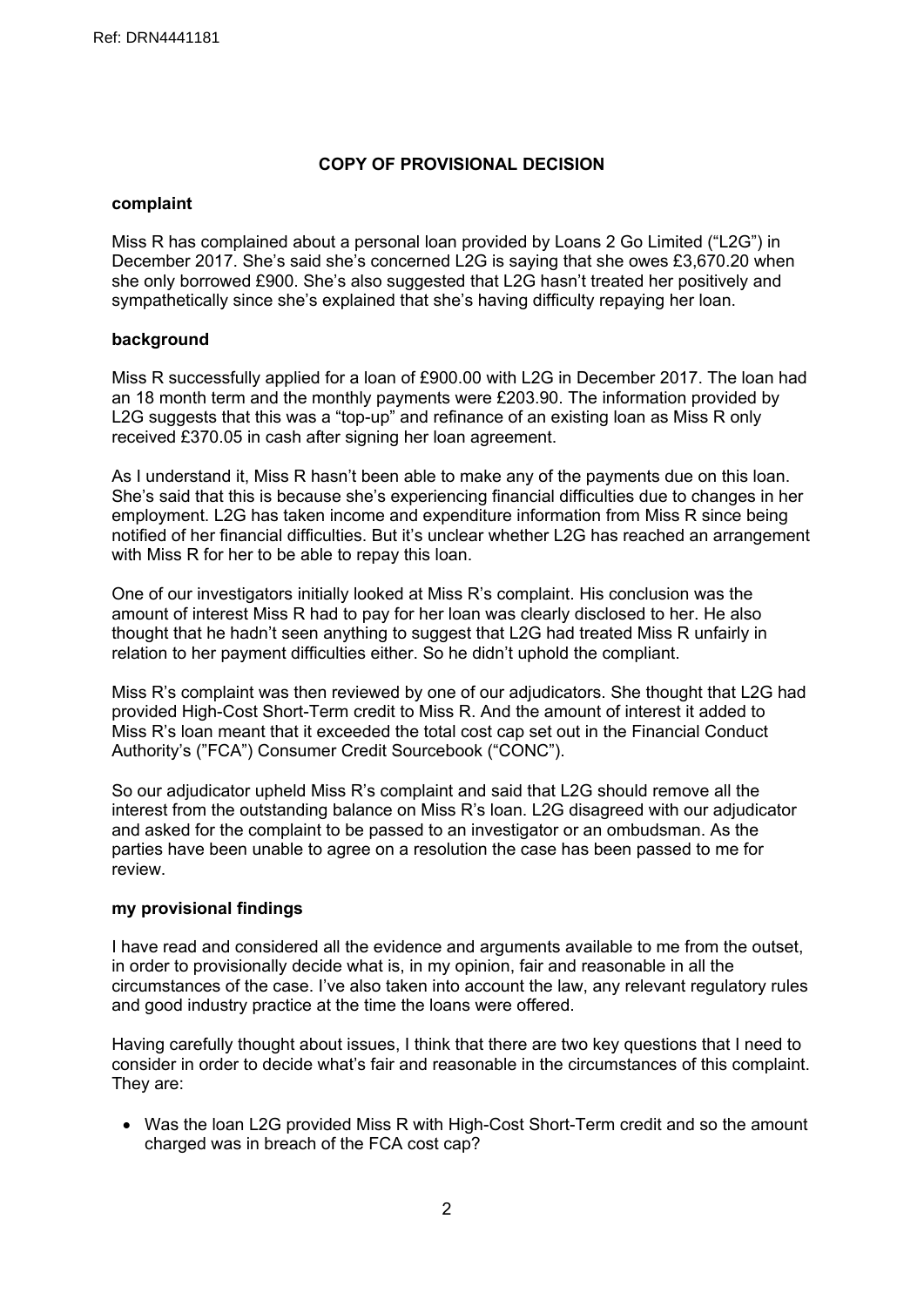## COPY OF PROVISIONAL DECISION

### complaint

Miss R has complained about a personal loan provided by Loans 2 Go Limited ("L2G") in December 2017. She's said she's concerned L2G is saying that she owes £3,670.20 when she only borrowed £900. She's also suggested that L2G hasn't treated her positively and sympathetically since she's explained that she's having difficulty repaying her loan.

### background

Miss R successfully applied for a loan of £900.00 with L2G in December 2017. The loan had an 18 month term and the monthly payments were £203.90. The information provided by L2G suggests that this was a "top-up" and refinance of an existing loan as Miss R only received £370.05 in cash after signing her loan agreement.

As I understand it, Miss R hasn't been able to make any of the payments due on this loan. She's said that this is because she's experiencing financial difficulties due to changes in her employment. L2G has taken income and expenditure information from Miss R since being notified of her financial difficulties. But it's unclear whether L2G has reached an arrangement with Miss R for her to be able to repay this loan.

One of our investigators initially looked at Miss R's complaint. His conclusion was the amount of interest Miss R had to pay for her loan was clearly disclosed to her. He also thought that he hadn't seen anything to suggest that L2G had treated Miss R unfairly in relation to her payment difficulties either. So he didn't uphold the compliant.

Miss R's complaint was then reviewed by one of our adjudicators. She thought that L2G had provided High-Cost Short-Term credit to Miss R. And the amount of interest it added to Miss R's loan meant that it exceeded the total cost cap set out in the Financial Conduct Authority's ("FCA") Consumer Credit Sourcebook ("CONC").

So our adjudicator upheld Miss R's complaint and said that L2G should remove all the interest from the outstanding balance on Miss R's loan. L2G disagreed with our adjudicator and asked for the complaint to be passed to an investigator or an ombudsman. As the parties have been unable to agree on a resolution the case has been passed to me for review.

### my provisional findings

I have read and considered all the evidence and arguments available to me from the outset, in order to provisionally decide what is, in my opinion, fair and reasonable in all the circumstances of the case. I've also taken into account the law, any relevant regulatory rules and good industry practice at the time the loans were offered.

Having carefully thought about issues, I think that there are two key questions that I need to consider in order to decide what's fair and reasonable in the circumstances of this complaint. They are:

- Was the loan L2G provided Miss R with High-Cost Short-Term credit and so the amount charged was in breach of the FCA cost cap?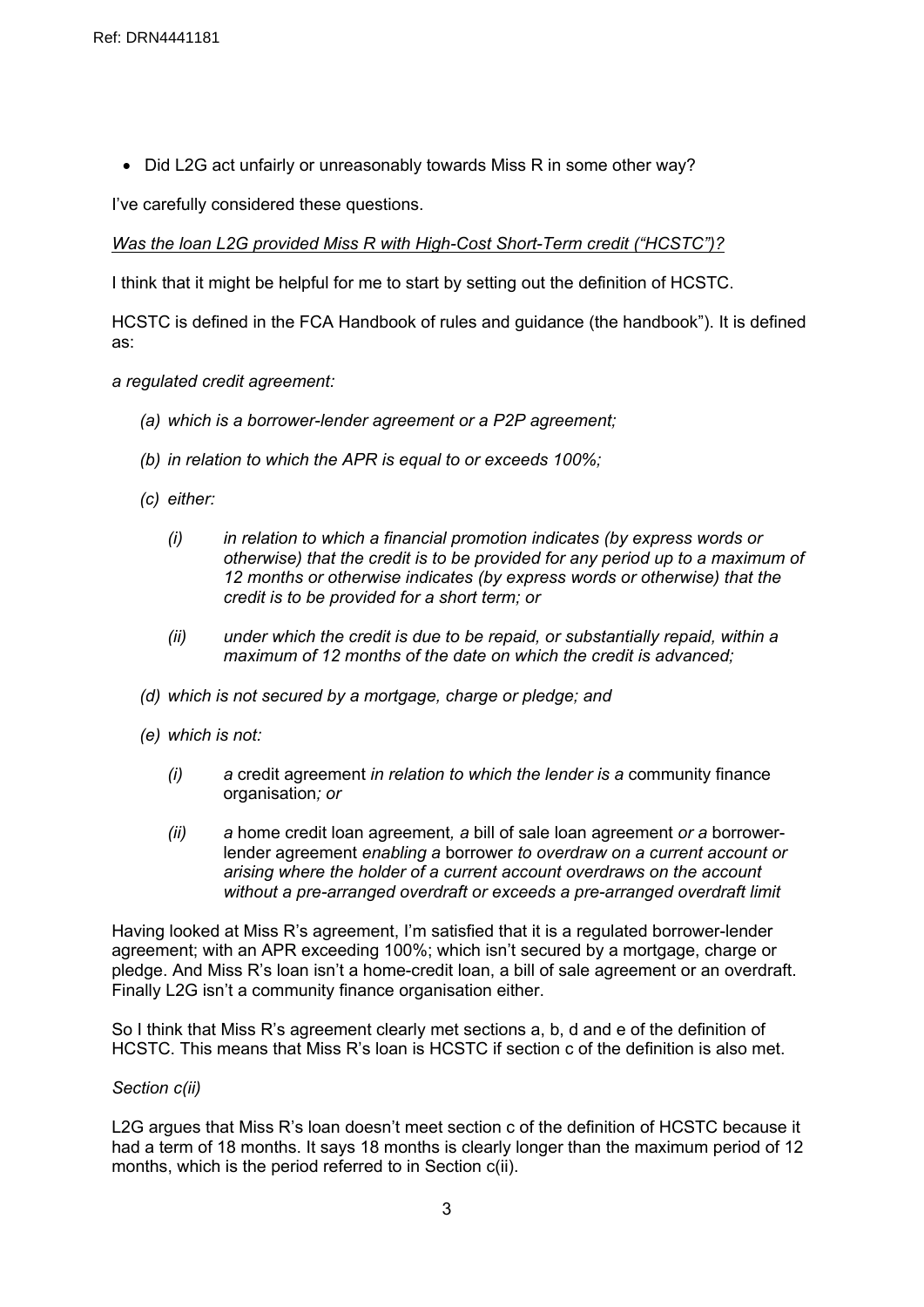- Did L2G act unfairly or unreasonably towards Miss R in some other way?

I've carefully considered these questions.

*Was the loan L2G provided Miss R with High-Cost Short-Term credit ("HCSTC")?*

I think that it might be helpful for me to start by setting out the definition of HCSTC.

HCSTC is defined in the FCA Handbook of rules and guidance (the handbook"). It is defined as:

*a regulated credit agreement:*

*(a) which is a borrower-lender agreement or a P2P agreement;*

*(b) in relation to which the APR is equal to or exceeds 100%;*

*(c) either:*

*(i) in relation to which a financial promotion indicates (by express words or otherwise) that the credit is to be provided for any period up to a maximum of 12 months or otherwise indicates (by express words or otherwise) that the credit is to be provided for a short term; or*

*(ii) under which the credit is due to be repaid, or substantially repaid, within a maximum of 12 months of the date on which the credit is advanced;*

*(d) which is not secured by a mortgage, charge or pledge; and*

*(e) which is not:*

*(i) a* credit agreement *in relation to which the lender is a* community finance organisation*; or*

*(ii) a* home credit loan agreement*, a* bill of sale loan agreement *or a* borrower-lender agreement *enabling a* borrower *to overdraw on a current account or arising where the holder of a current account overdraws on the account without a pre-arranged overdraft or exceeds a pre-arranged overdraft limit*

Having looked at Miss R's agreement, I'm satisfied that it is a regulated borrower-lender agreement; with an APR exceeding 100%; which isn't secured by a mortgage, charge or pledge. And Miss R's loan isn't a home-credit loan, a bill of sale agreement or an overdraft. Finally L2G isn't a community finance organisation either.

So I think that Miss R's agreement clearly met sections a, b, d and e of the definition of HCSTC. This means that Miss R's loan is HCSTC if section c of the definition is also met.

*Section c(ii)*

L2G argues that Miss R's loan doesn't meet section c of the definition of HCSTC because it had a term of 18 months. It says 18 months is clearly longer than the maximum period of 12 months, which is the period referred to in Section c(ii).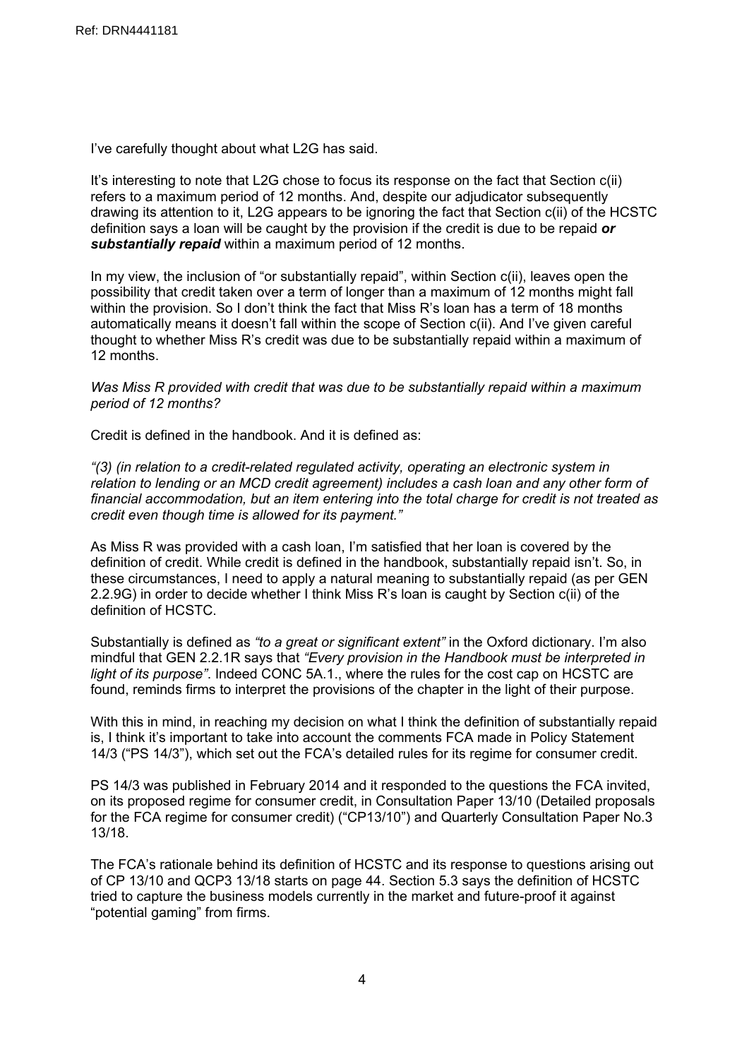I've carefully thought about what L2G has said.

It's interesting to note that L2G chose to focus its response on the fact that Section c(ii) refers to a maximum period of 12 months. And, despite our adjudicator subsequently drawing its attention to it, L2G appears to be ignoring the fact that Section c(ii) of the HCSTC definition says a loan will be caught by the provision if the credit is due to be repaid ***or substantially repaid*** within a maximum period of 12 months.

In my view, the inclusion of "or substantially repaid", within Section c(ii), leaves open the possibility that credit taken over a term of longer than a maximum of 12 months might fall within the provision. So I don't think the fact that Miss R's loan has a term of 18 months automatically means it doesn't fall within the scope of Section c(ii). And I've given careful thought to whether Miss R's credit was due to be substantially repaid within a maximum of 12 months.

*Was Miss R provided with credit that was due to be substantially repaid within a maximum period of 12 months?*

Credit is defined in the handbook. And it is defined as:

*"(3) (in relation to a credit-related regulated activity, operating an electronic system in relation to lending or an MCD credit agreement) includes a cash loan and any other form of financial accommodation, but an item entering into the total charge for credit is not treated as credit even though time is allowed for its payment."*

As Miss R was provided with a cash loan, I'm satisfied that her loan is covered by the definition of credit. While credit is defined in the handbook, substantially repaid isn't. So, in these circumstances, I need to apply a natural meaning to substantially repaid (as per GEN 2.2.9G) in order to decide whether I think Miss R's loan is caught by Section c(ii) of the definition of HCSTC.

Substantially is defined as *"to a great or significant extent"* in the Oxford dictionary. I'm also mindful that GEN 2.2.1R says that *"Every provision in the Handbook must be interpreted in light of its purpose"*. Indeed CONC 5A.1., where the rules for the cost cap on HCSTC are found, reminds firms to interpret the provisions of the chapter in the light of their purpose.

With this in mind, in reaching my decision on what I think the definition of substantially repaid is, I think it's important to take into account the comments FCA made in Policy Statement 14/3 ("PS 14/3"), which set out the FCA's detailed rules for its regime for consumer credit.

PS 14/3 was published in February 2014 and it responded to the questions the FCA invited, on its proposed regime for consumer credit, in Consultation Paper 13/10 (Detailed proposals for the FCA regime for consumer credit) ("CP13/10") and Quarterly Consultation Paper No.3 13/18.

The FCA's rationale behind its definition of HCSTC and its response to questions arising out of CP 13/10 and QCP3 13/18 starts on page 44. Section 5.3 says the definition of HCSTC tried to capture the business models currently in the market and future-proof it against "potential gaming" from firms.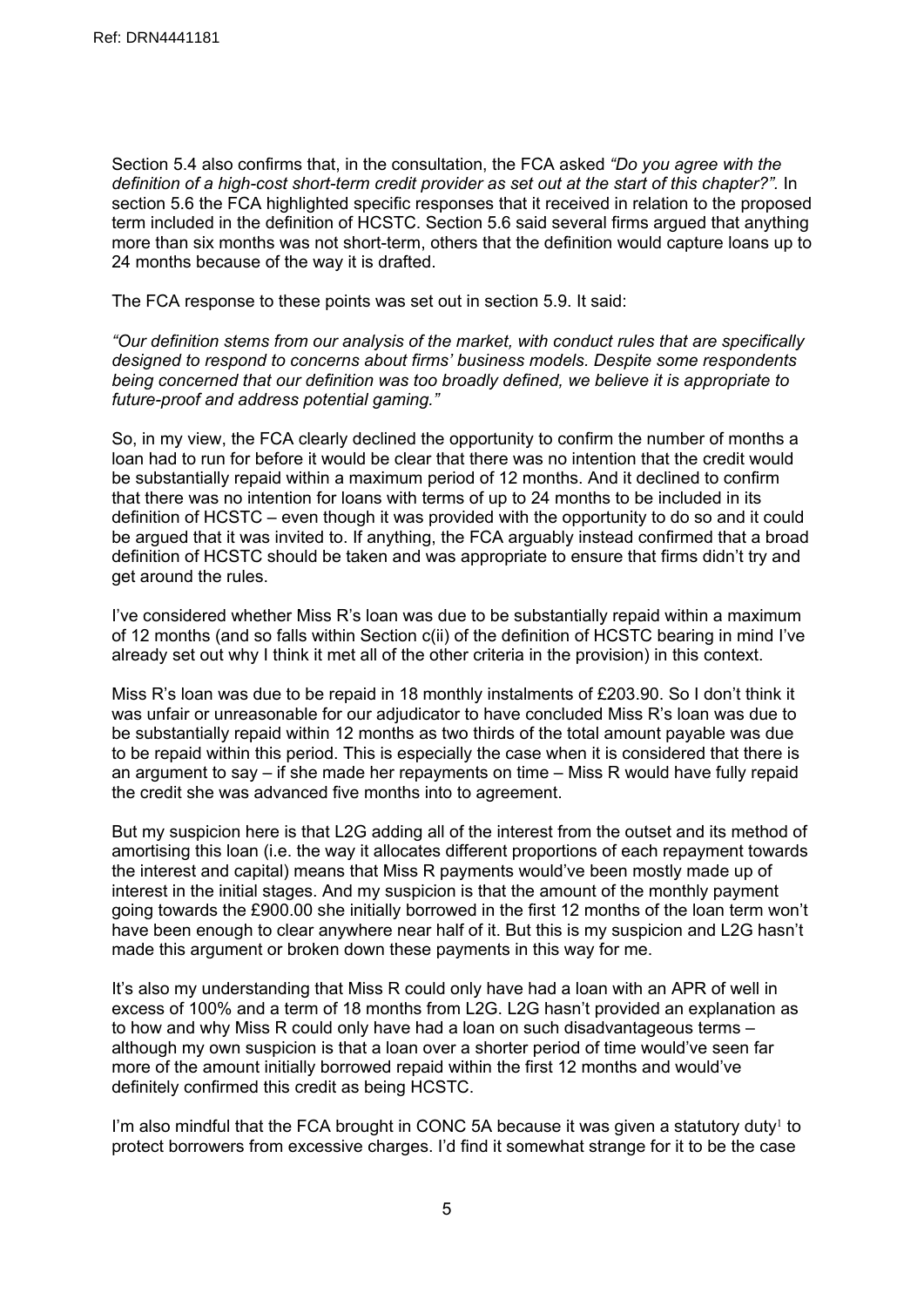Section 5.4 also confirms that, in the consultation, the FCA asked *"Do you agree with the definition of a high-cost short-term credit provider as set out at the start of this chapter?".* In section 5.6 the FCA highlighted specific responses that it received in relation to the proposed term included in the definition of HCSTC. Section 5.6 said several firms argued that anything more than six months was not short-term, others that the definition would capture loans up to 24 months because of the way it is drafted.

The FCA response to these points was set out in section 5.9. It said:

*"Our definition stems from our analysis of the market, with conduct rules that are specifically designed to respond to concerns about firms' business models. Despite some respondents being concerned that our definition was too broadly defined, we believe it is appropriate to future-proof and address potential gaming."*

So, in my view, the FCA clearly declined the opportunity to confirm the number of months a loan had to run for before it would be clear that there was no intention that the credit would be substantially repaid within a maximum period of 12 months. And it declined to confirm that there was no intention for loans with terms of up to 24 months to be included in its definition of HCSTC – even though it was provided with the opportunity to do so and it could be argued that it was invited to. If anything, the FCA arguably instead confirmed that a broad definition of HCSTC should be taken and was appropriate to ensure that firms didn't try and get around the rules.

I've considered whether Miss R's loan was due to be substantially repaid within a maximum of 12 months (and so falls within Section c(ii) of the definition of HCSTC bearing in mind I've already set out why I think it met all of the other criteria in the provision) in this context.

Miss R's loan was due to be repaid in 18 monthly instalments of £203.90. So I don't think it was unfair or unreasonable for our adjudicator to have concluded Miss R's loan was due to be substantially repaid within 12 months as two thirds of the total amount payable was due to be repaid within this period. This is especially the case when it is considered that there is an argument to say – if she made her repayments on time – Miss R would have fully repaid the credit she was advanced five months into to agreement.

But my suspicion here is that L2G adding all of the interest from the outset and its method of amortising this loan (i.e. the way it allocates different proportions of each repayment towards the interest and capital) means that Miss R payments would've been mostly made up of interest in the initial stages. And my suspicion is that the amount of the monthly payment going towards the £900.00 she initially borrowed in the first 12 months of the loan term won't have been enough to clear anywhere near half of it. But this is my suspicion and L2G hasn't made this argument or broken down these payments in this way for me.

It's also my understanding that Miss R could only have had a loan with an APR of well in excess of 100% and a term of 18 months from L2G. L2G hasn't provided an explanation as to how and why Miss R could only have had a loan on such disadvantageous terms – although my own suspicion is that a loan over a shorter period of time would've seen far more of the amount initially borrowed repaid within the first 12 months and would've definitely confirmed this credit as being HCSTC.

I'm also mindful that the FCA brought in CONC 5A because it was given a statutory duty[1] to protect borrowers from excessive charges. I'd find it somewhat strange for it to be the case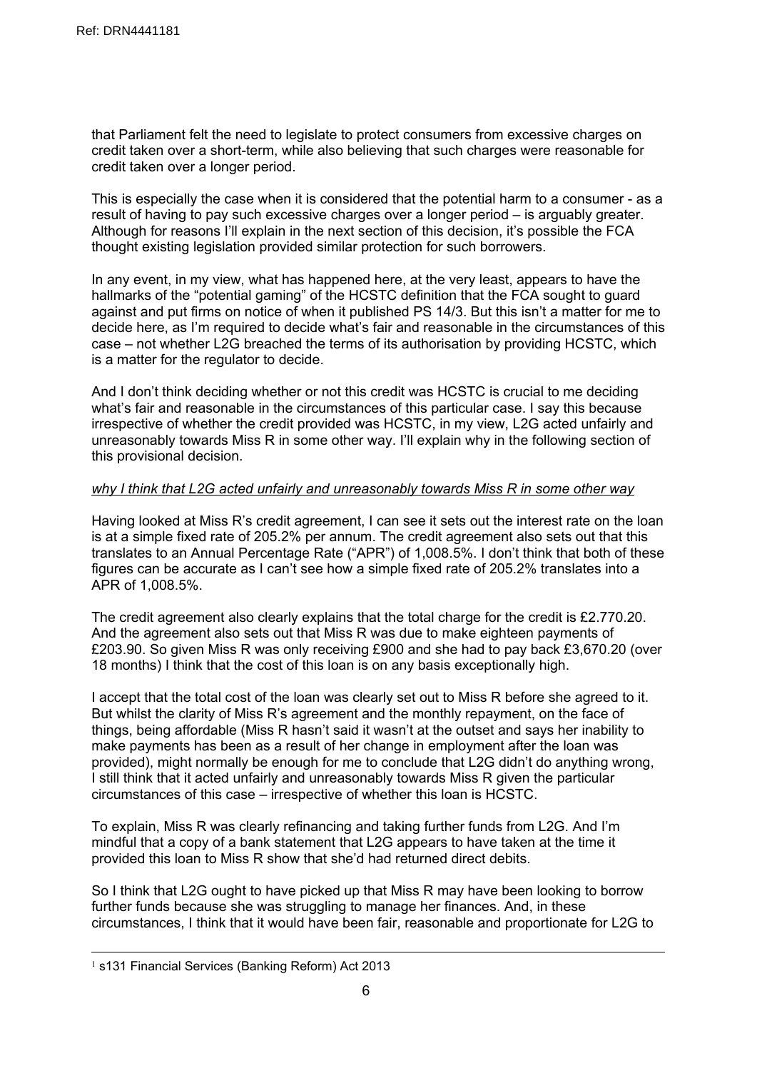that Parliament felt the need to legislate to protect consumers from excessive charges on credit taken over a short-term, while also believing that such charges were reasonable for credit taken over a longer period.

This is especially the case when it is considered that the potential harm to a consumer - as a result of having to pay such excessive charges over a longer period – is arguably greater. Although for reasons I'll explain in the next section of this decision, it's possible the FCA thought existing legislation provided similar protection for such borrowers.

In any event, in my view, what has happened here, at the very least, appears to have the hallmarks of the "potential gaming" of the HCSTC definition that the FCA sought to guard against and put firms on notice of when it published PS 14/3. But this isn't a matter for me to decide here, as I'm required to decide what's fair and reasonable in the circumstances of this case – not whether L2G breached the terms of its authorisation by providing HCSTC, which is a matter for the regulator to decide.

And I don't think deciding whether or not this credit was HCSTC is crucial to me deciding what's fair and reasonable in the circumstances of this particular case. I say this because irrespective of whether the credit provided was HCSTC, in my view, L2G acted unfairly and unreasonably towards Miss R in some other way. I'll explain why in the following section of this provisional decision.

*why I think that L2G acted unfairly and unreasonably towards Miss R in some other way*

Having looked at Miss R's credit agreement, I can see it sets out the interest rate on the loan is at a simple fixed rate of 205.2% per annum. The credit agreement also sets out that this translates to an Annual Percentage Rate ("APR") of 1,008.5%. I don't think that both of these figures can be accurate as I can't see how a simple fixed rate of 205.2% translates into a APR of 1,008.5%.

The credit agreement also clearly explains that the total charge for the credit is £2.770.20. And the agreement also sets out that Miss R was due to make eighteen payments of £203.90. So given Miss R was only receiving £900 and she had to pay back £3,670.20 (over 18 months) I think that the cost of this loan is on any basis exceptionally high.

I accept that the total cost of the loan was clearly set out to Miss R before she agreed to it. But whilst the clarity of Miss R's agreement and the monthly repayment, on the face of things, being affordable (Miss R hasn't said it wasn't at the outset and says her inability to make payments has been as a result of her change in employment after the loan was provided), might normally be enough for me to conclude that L2G didn't do anything wrong, I still think that it acted unfairly and unreasonably towards Miss R given the particular circumstances of this case – irrespective of whether this loan is HCSTC.

To explain, Miss R was clearly refinancing and taking further funds from L2G. And I'm mindful that a copy of a bank statement that L2G appears to have taken at the time it provided this loan to Miss R show that she'd had returned direct debits.

So I think that L2G ought to have picked up that Miss R may have been looking to borrow further funds because she was struggling to manage her finances. And, in these circumstances, I think that it would have been fair, reasonable and proportionate for L2G to

[1] s131 Financial Services (Banking Reform) Act 2013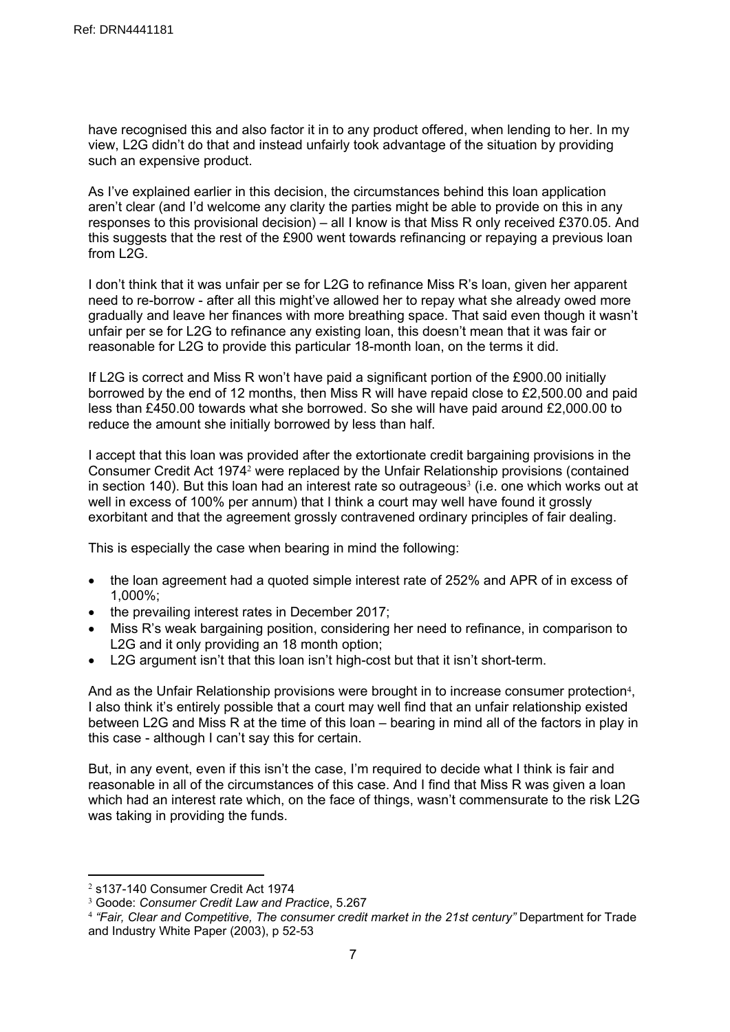have recognised this and also factor it in to any product offered, when lending to her. In my view, L2G didn't do that and instead unfairly took advantage of the situation by providing such an expensive product.

As I've explained earlier in this decision, the circumstances behind this loan application aren't clear (and I'd welcome any clarity the parties might be able to provide on this in any responses to this provisional decision) – all I know is that Miss R only received £370.05. And this suggests that the rest of the £900 went towards refinancing or repaying a previous loan from L2G.

I don't think that it was unfair per se for L2G to refinance Miss R's loan, given her apparent need to re-borrow - after all this might've allowed her to repay what she already owed more gradually and leave her finances with more breathing space. That said even though it wasn't unfair per se for L2G to refinance any existing loan, this doesn't mean that it was fair or reasonable for L2G to provide this particular 18-month loan, on the terms it did.

If L2G is correct and Miss R won't have paid a significant portion of the £900.00 initially borrowed by the end of 12 months, then Miss R will have repaid close to £2,500.00 and paid less than £450.00 towards what she borrowed. So she will have paid around £2,000.00 to reduce the amount she initially borrowed by less than half.

I accept that this loan was provided after the extortionate credit bargaining provisions in the Consumer Credit Act 1974[2] were replaced by the Unfair Relationship provisions (contained in section 140). But this loan had an interest rate so outrageous[3] (i.e. one which works out at well in excess of 100% per annum) that I think a court may well have found it grossly exorbitant and that the agreement grossly contravened ordinary principles of fair dealing.

This is especially the case when bearing in mind the following:

- the loan agreement had a quoted simple interest rate of 252% and APR of in excess of 1,000%;
- the prevailing interest rates in December 2017;
- Miss R's weak bargaining position, considering her need to refinance, in comparison to L2G and it only providing an 18 month option;
- L2G argument isn't that this loan isn't high-cost but that it isn't short-term.

And as the Unfair Relationship provisions were brought in to increase consumer protection[4], I also think it's entirely possible that a court may well find that an unfair relationship existed between L2G and Miss R at the time of this loan – bearing in mind all of the factors in play in this case - although I can't say this for certain.

But, in any event, even if this isn't the case, I'm required to decide what I think is fair and reasonable in all of the circumstances of this case. And I find that Miss R was given a loan which had an interest rate which, on the face of things, wasn't commensurate to the risk L2G was taking in providing the funds.

---

[2] s137-140 Consumer Credit Act 1974

[3] Goode: *Consumer Credit Law and Practice*, 5.267

[4] *"Fair, Clear and Competitive, The consumer credit market in the 21st century"* Department for Trade and Industry White Paper (2003), p 52-53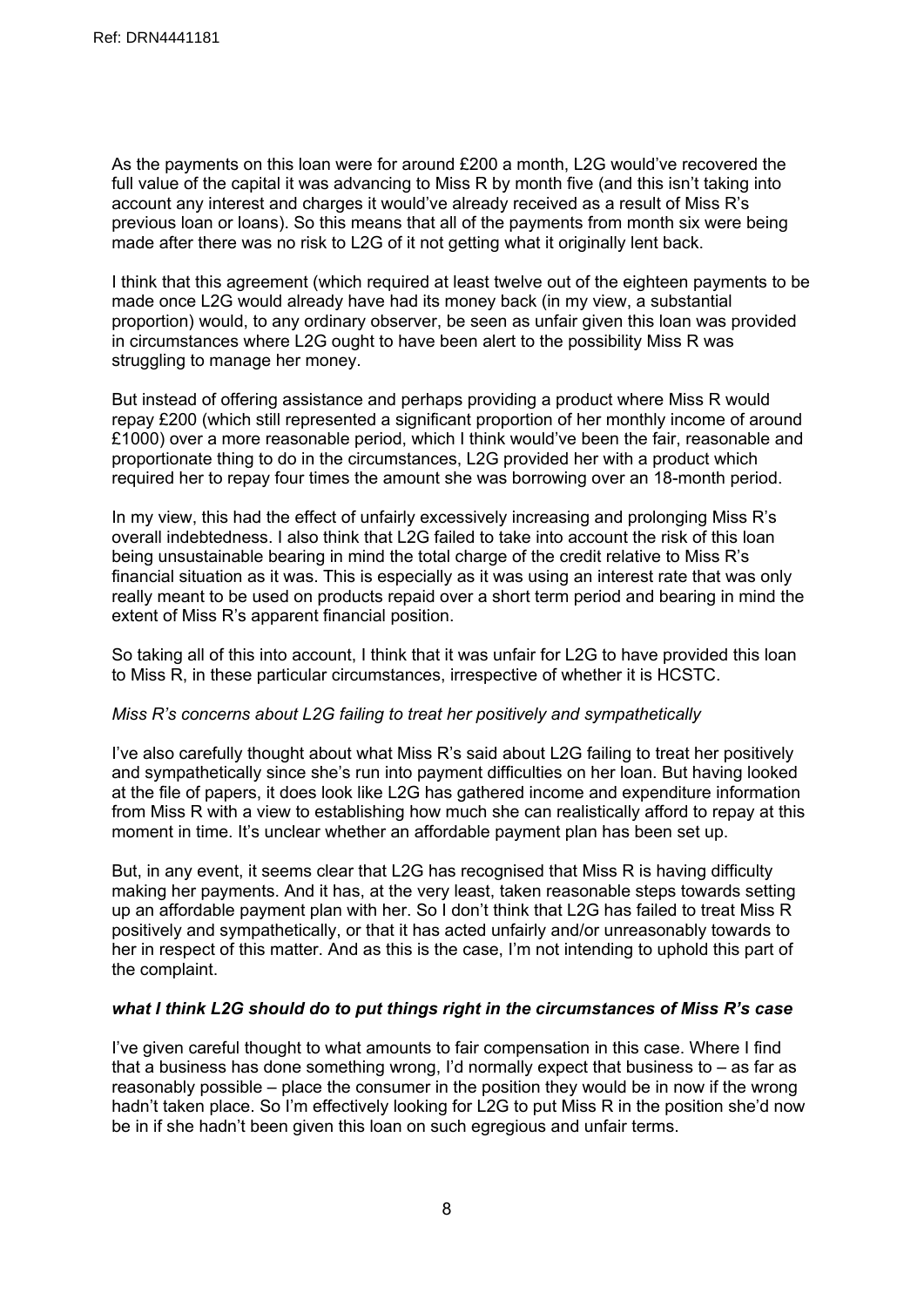As the payments on this loan were for around £200 a month, L2G would've recovered the full value of the capital it was advancing to Miss R by month five (and this isn't taking into account any interest and charges it would've already received as a result of Miss R's previous loan or loans). So this means that all of the payments from month six were being made after there was no risk to L2G of it not getting what it originally lent back.

I think that this agreement (which required at least twelve out of the eighteen payments to be made once L2G would already have had its money back (in my view, a substantial proportion) would, to any ordinary observer, be seen as unfair given this loan was provided in circumstances where L2G ought to have been alert to the possibility Miss R was struggling to manage her money.

But instead of offering assistance and perhaps providing a product where Miss R would repay £200 (which still represented a significant proportion of her monthly income of around £1000) over a more reasonable period, which I think would've been the fair, reasonable and proportionate thing to do in the circumstances, L2G provided her with a product which required her to repay four times the amount she was borrowing over an 18-month period.

In my view, this had the effect of unfairly excessively increasing and prolonging Miss R's overall indebtedness. I also think that L2G failed to take into account the risk of this loan being unsustainable bearing in mind the total charge of the credit relative to Miss R's financial situation as it was. This is especially as it was using an interest rate that was only really meant to be used on products repaid over a short term period and bearing in mind the extent of Miss R's apparent financial position.

So taking all of this into account, I think that it was unfair for L2G to have provided this loan to Miss R, in these particular circumstances, irrespective of whether it is HCSTC.

*Miss R's concerns about L2G failing to treat her positively and sympathetically*

I've also carefully thought about what Miss R's said about L2G failing to treat her positively and sympathetically since she's run into payment difficulties on her loan. But having looked at the file of papers, it does look like L2G has gathered income and expenditure information from Miss R with a view to establishing how much she can realistically afford to repay at this moment in time. It's unclear whether an affordable payment plan has been set up.

But, in any event, it seems clear that L2G has recognised that Miss R is having difficulty making her payments. And it has, at the very least, taken reasonable steps towards setting up an affordable payment plan with her. So I don't think that L2G has failed to treat Miss R positively and sympathetically, or that it has acted unfairly and/or unreasonably towards to her in respect of this matter. And as this is the case, I'm not intending to uphold this part of the complaint.

***what I think L2G should do to put things right in the circumstances of Miss R's case***

I've given careful thought to what amounts to fair compensation in this case. Where I find that a business has done something wrong, I'd normally expect that business to – as far as reasonably possible – place the consumer in the position they would be in now if the wrong hadn't taken place. So I'm effectively looking for L2G to put Miss R in the position she'd now be in if she hadn't been given this loan on such egregious and unfair terms.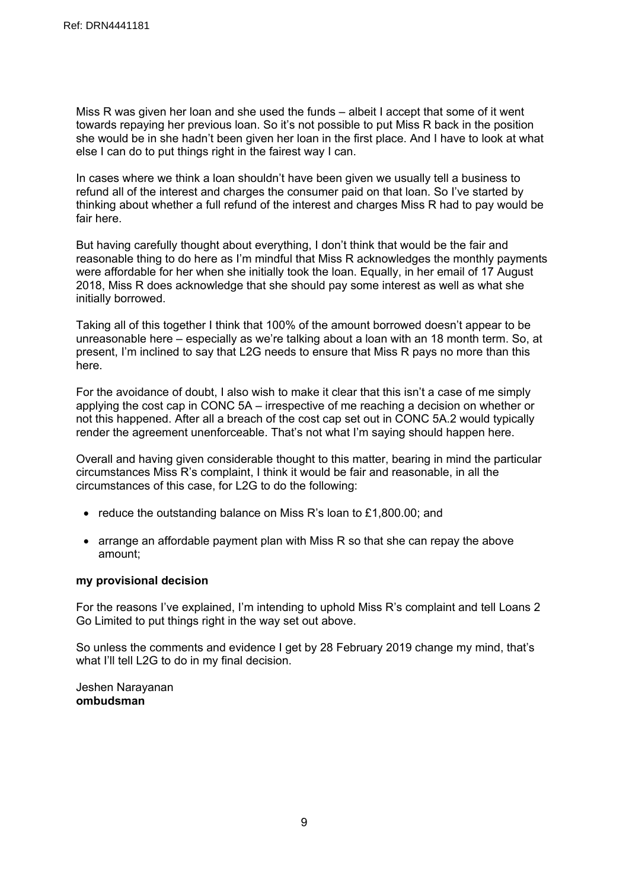Miss R was given her loan and she used the funds – albeit I accept that some of it went towards repaying her previous loan. So it's not possible to put Miss R back in the position she would be in she hadn't been given her loan in the first place. And I have to look at what else I can do to put things right in the fairest way I can.

In cases where we think a loan shouldn't have been given we usually tell a business to refund all of the interest and charges the consumer paid on that loan. So I've started by thinking about whether a full refund of the interest and charges Miss R had to pay would be fair here.

But having carefully thought about everything, I don't think that would be the fair and reasonable thing to do here as I'm mindful that Miss R acknowledges the monthly payments were affordable for her when she initially took the loan. Equally, in her email of 17 August 2018, Miss R does acknowledge that she should pay some interest as well as what she initially borrowed.

Taking all of this together I think that 100% of the amount borrowed doesn't appear to be unreasonable here – especially as we're talking about a loan with an 18 month term. So, at present, I'm inclined to say that L2G needs to ensure that Miss R pays no more than this here.

For the avoidance of doubt, I also wish to make it clear that this isn't a case of me simply applying the cost cap in CONC 5A – irrespective of me reaching a decision on whether or not this happened. After all a breach of the cost cap set out in CONC 5A.2 would typically render the agreement unenforceable. That's not what I'm saying should happen here.

Overall and having given considerable thought to this matter, bearing in mind the particular circumstances Miss R's complaint, I think it would be fair and reasonable, in all the circumstances of this case, for L2G to do the following:

- reduce the outstanding balance on Miss R's loan to £1,800.00; and
- arrange an affordable payment plan with Miss R so that she can repay the above amount;

**my provisional decision**

For the reasons I've explained, I'm intending to uphold Miss R's complaint and tell Loans 2 Go Limited to put things right in the way set out above.

So unless the comments and evidence I get by 28 February 2019 change my mind, that's what I'll tell L2G to do in my final decision.

Jeshen Narayanan
**ombudsman**